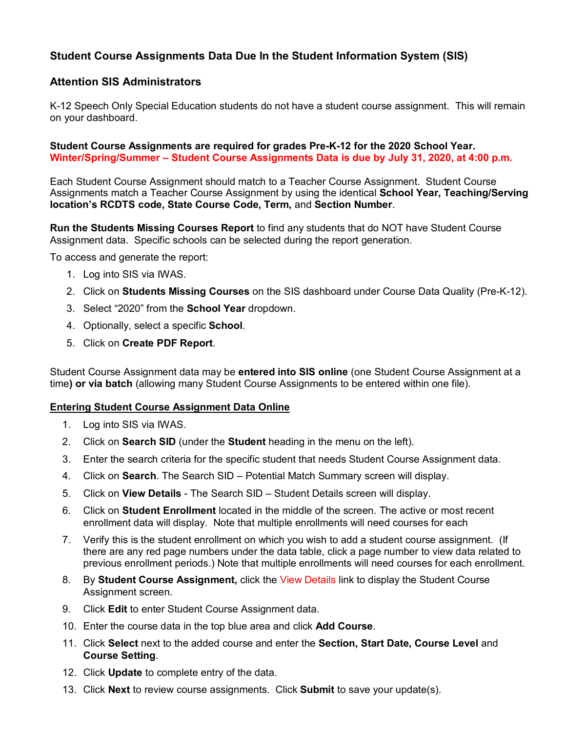### Student Course Assignments Data Due In the Student Information System (SIS)

### Attention SIS Administrators

K-12 Speech Only Special Education students do not have a student course assignment. This will remain on your dashboard.

**Student Course Assignments are required for grades Pre-K-12 for the 2020 School Year.**
**Winter/Spring/Summer – Student Course Assignments Data is due by July 31, 2020, at 4:00 p.m.**

Each Student Course Assignment should match to a Teacher Course Assignment. Student Course Assignments match a Teacher Course Assignment by using the identical **School Year, Teaching/Serving location's RCDTS code, State Course Code, Term,** and **Section Number**.

**Run the Students Missing Courses Report** to find any students that do NOT have Student Course Assignment data. Specific schools can be selected during the report generation.

To access and generate the report:

1. Log into SIS via IWAS.
2. Click on **Students Missing Courses** on the SIS dashboard under Course Data Quality (Pre-K-12).
3. Select "2020" from the **School Year** dropdown.
4. Optionally, select a specific **School**.
5. Click on **Create PDF Report**.

Student Course Assignment data may be **entered into SIS online** (one Student Course Assignment at a time**) or via batch** (allowing many Student Course Assignments to be entered within one file).

**Entering Student Course Assignment Data Online**

1. Log into SIS via IWAS.
2. Click on **Search SID** (under the **Student** heading in the menu on the left).
3. Enter the search criteria for the specific student that needs Student Course Assignment data.
4. Click on **Search**. The Search SID – Potential Match Summary screen will display.
5. Click on **View Details** - The Search SID – Student Details screen will display.
6. Click on **Student Enrollment** located in the middle of the screen. The active or most recent enrollment data will display. Note that multiple enrollments will need courses for each
7. Verify this is the student enrollment on which you wish to add a student course assignment. (If there are any red page numbers under the data table, click a page number to view data related to previous enrollment periods.) Note that multiple enrollments will need courses for each enrollment.
8. By **Student Course Assignment,** click the View Details link to display the Student Course Assignment screen.
9. Click **Edit** to enter Student Course Assignment data.
10. Enter the course data in the top blue area and click **Add Course**.
11. Click **Select** next to the added course and enter the **Section, Start Date, Course Level** and **Course Setting**.
12. Click **Update** to complete entry of the data.
13. Click **Next** to review course assignments. Click **Submit** to save your update(s).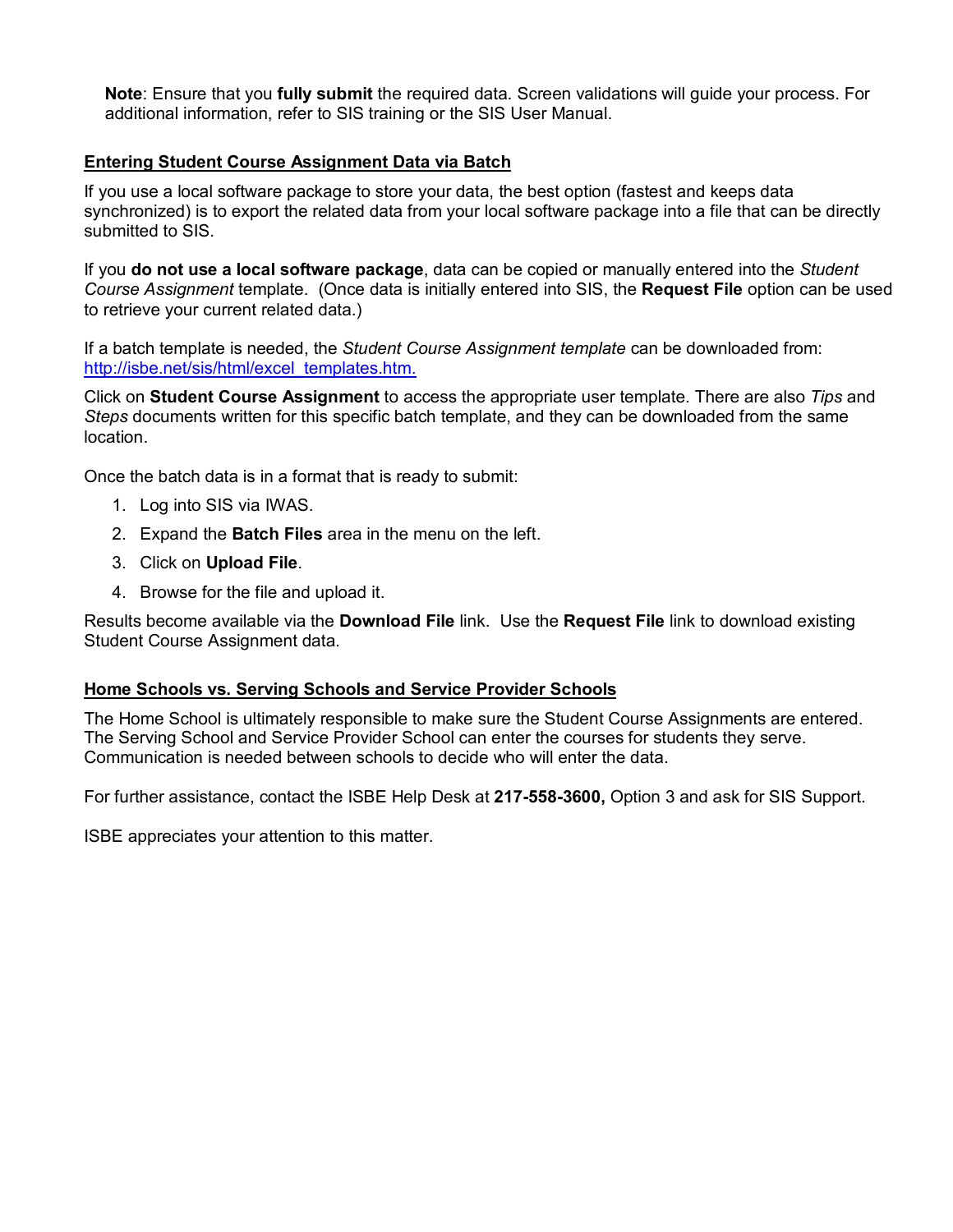**Note**: Ensure that you **fully submit** the required data. Screen validations will guide your process. For additional information, refer to SIS training or the SIS User Manual.

## Entering Student Course Assignment Data via Batch

If you use a local software package to store your data, the best option (fastest and keeps data synchronized) is to export the related data from your local software package into a file that can be directly submitted to SIS.

If you **do not use a local software package**, data can be copied or manually entered into the *Student Course Assignment* template. (Once data is initially entered into SIS, the **Request File** option can be used to retrieve your current related data.)

If a batch template is needed, the *Student Course Assignment template* can be downloaded from: [http://isbe.net/sis/html/excel_templates.htm.](http://isbe.net/sis/html/excel_templates.htm)

Click on **Student Course Assignment** to access the appropriate user template. There are also *Tips* and *Steps* documents written for this specific batch template, and they can be downloaded from the same location.

Once the batch data is in a format that is ready to submit:

1. Log into SIS via IWAS.
2. Expand the **Batch Files** area in the menu on the left.
3. Click on **Upload File**.
4. Browse for the file and upload it.

Results become available via the **Download File** link. Use the **Request File** link to download existing Student Course Assignment data.

## Home Schools vs. Serving Schools and Service Provider Schools

The Home School is ultimately responsible to make sure the Student Course Assignments are entered. The Serving School and Service Provider School can enter the courses for students they serve. Communication is needed between schools to decide who will enter the data.

For further assistance, contact the ISBE Help Desk at **217-558-3600,** Option 3 and ask for SIS Support.

ISBE appreciates your attention to this matter.